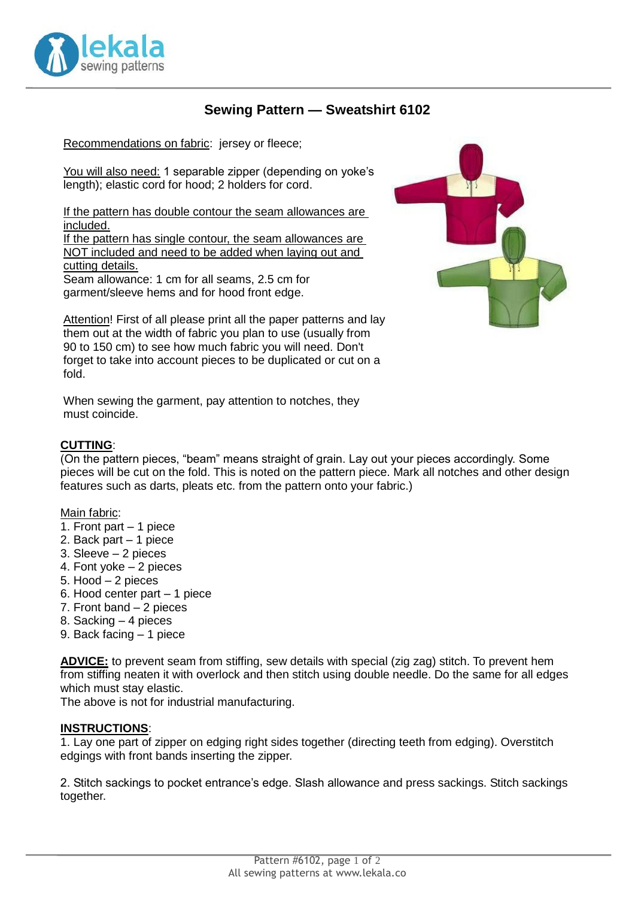# Sewing Pattern — Sweatshirt 6102

Recommendations on fabric: jersey or fleece;

You will also need: 1 separable zipper (depending on yoke's length); elastic cord for hood; 2 holders for cord.

If the pattern has double contour the seam allowances are included.
If the pattern has single contour, the seam allowances are NOT included and need to be added when laying out and cutting details.
Seam allowance: 1 cm for all seams, 2.5 cm for garment/sleeve hems and for hood front edge.

Attention! First of all please print all the paper patterns and lay them out at the width of fabric you plan to use (usually from 90 to 150 cm) to see how much fabric you will need. Don't forget to take into account pieces to be duplicated or cut on a fold.

When sewing the garment, pay attention to notches, they must coincide.

**CUTTING**:
(On the pattern pieces, "beam" means straight of grain. Lay out your pieces accordingly. Some pieces will be cut on the fold. This is noted on the pattern piece. Mark all notches and other design features such as darts, pleats etc. from the pattern onto your fabric.)

Main fabric:
1. Front part – 1 piece
2. Back part – 1 piece
3. Sleeve – 2 pieces
4. Font yoke – 2 pieces
5. Hood – 2 pieces
6. Hood center part – 1 piece
7. Front band – 2 pieces
8. Sacking – 4 pieces
9. Back facing – 1 piece

**ADVICE:** to prevent seam from stiffing, sew details with special (zig zag) stitch. To prevent hem from stiffing neaten it with overlock and then stitch using double needle. Do the same for all edges which must stay elastic.
The above is not for industrial manufacturing.

**INSTRUCTIONS**:
1. Lay one part of zipper on edging right sides together (directing teeth from edging). Overstitch edgings with front bands inserting the zipper.

2. Stitch sackings to pocket entrance's edge. Slash allowance and press sackings. Stitch sackings together.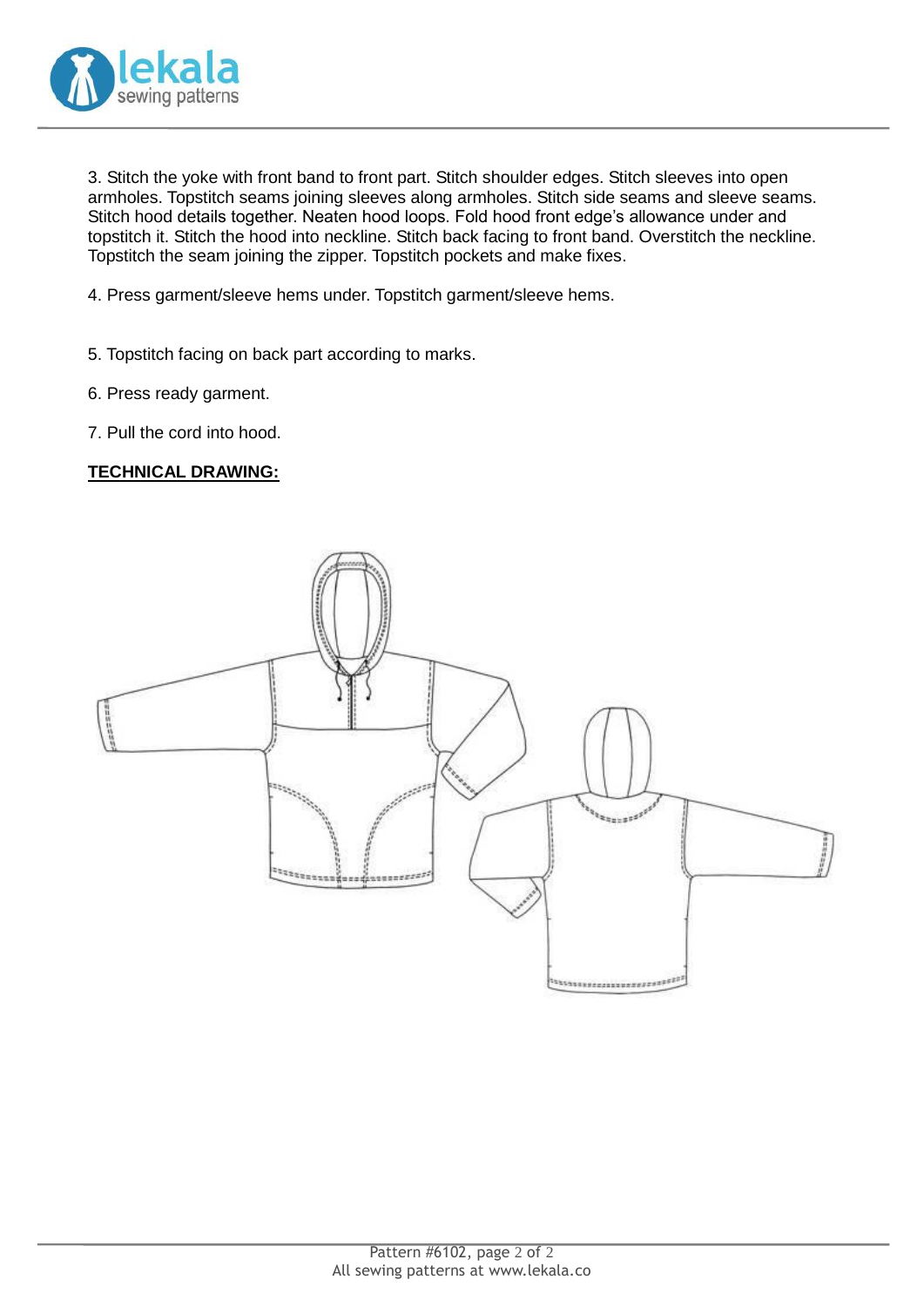3. Stitch the yoke with front band to front part. Stitch shoulder edges. Stitch sleeves into open armholes. Topstitch seams joining sleeves along armholes. Stitch side seams and sleeve seams. Stitch hood details together. Neaten hood loops. Fold hood front edge's allowance under and topstitch it. Stitch the hood into neckline. Stitch back facing to front band. Overstitch the neckline. Topstitch the seam joining the zipper. Topstitch pockets and make fixes.

4. Press garment/sleeve hems under. Topstitch garment/sleeve hems.

5. Topstitch facing on back part according to marks.

6. Press ready garment.

7. Pull the cord into hood.

**TECHNICAL DRAWING:**